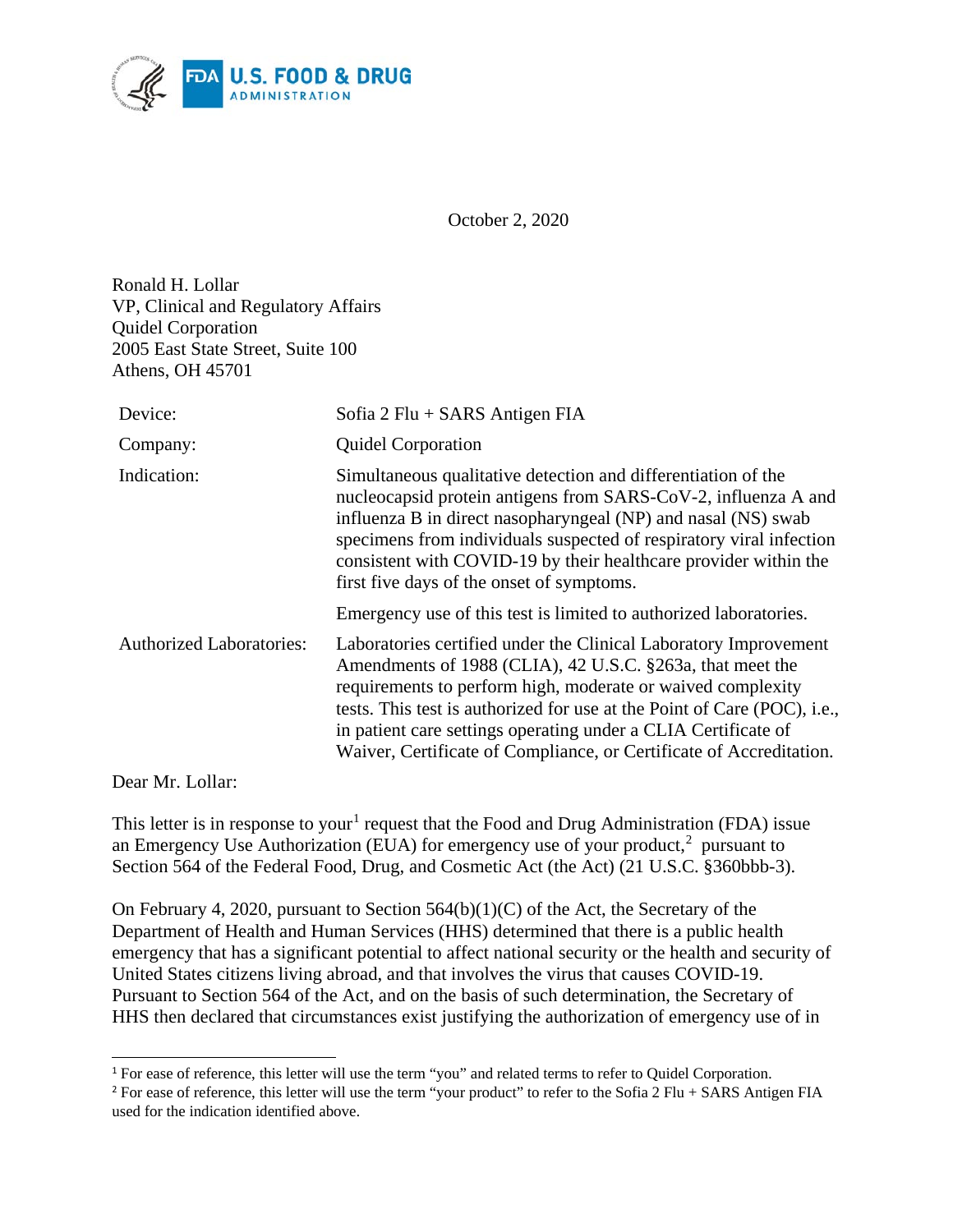October 2, 2020

Ronald H. Lollar
VP, Clinical and Regulatory Affairs
Quidel Corporation
2005 East State Street, Suite 100
Athens, OH 45701

| | |
|---|---|
| Device: | Sofia 2 Flu + SARS Antigen FIA |
| Company: | Quidel Corporation |
| Indication: | Simultaneous qualitative detection and differentiation of the nucleocapsid protein antigens from SARS-CoV-2, influenza A and influenza B in direct nasopharyngeal (NP) and nasal (NS) swab specimens from individuals suspected of respiratory viral infection consistent with COVID-19 by their healthcare provider within the first five days of the onset of symptoms. |
| | Emergency use of this test is limited to authorized laboratories. |
| Authorized Laboratories: | Laboratories certified under the Clinical Laboratory Improvement Amendments of 1988 (CLIA), 42 U.S.C. §263a, that meet the requirements to perform high, moderate or waived complexity tests. This test is authorized for use at the Point of Care (POC), i.e., in patient care settings operating under a CLIA Certificate of Waiver, Certificate of Compliance, or Certificate of Accreditation. |

Dear Mr. Lollar:

This letter is in response to your[1] request that the Food and Drug Administration (FDA) issue an Emergency Use Authorization (EUA) for emergency use of your product,[2] pursuant to Section 564 of the Federal Food, Drug, and Cosmetic Act (the Act) (21 U.S.C. §360bbb-3).

On February 4, 2020, pursuant to Section 564(b)(1)(C) of the Act, the Secretary of the Department of Health and Human Services (HHS) determined that there is a public health emergency that has a significant potential to affect national security or the health and security of United States citizens living abroad, and that involves the virus that causes COVID-19. Pursuant to Section 564 of the Act, and on the basis of such determination, the Secretary of HHS then declared that circumstances exist justifying the authorization of emergency use of in

---

[1] For ease of reference, this letter will use the term "you" and related terms to refer to Quidel Corporation.

[2] For ease of reference, this letter will use the term "your product" to refer to the Sofia 2 Flu + SARS Antigen FIA used for the indication identified above.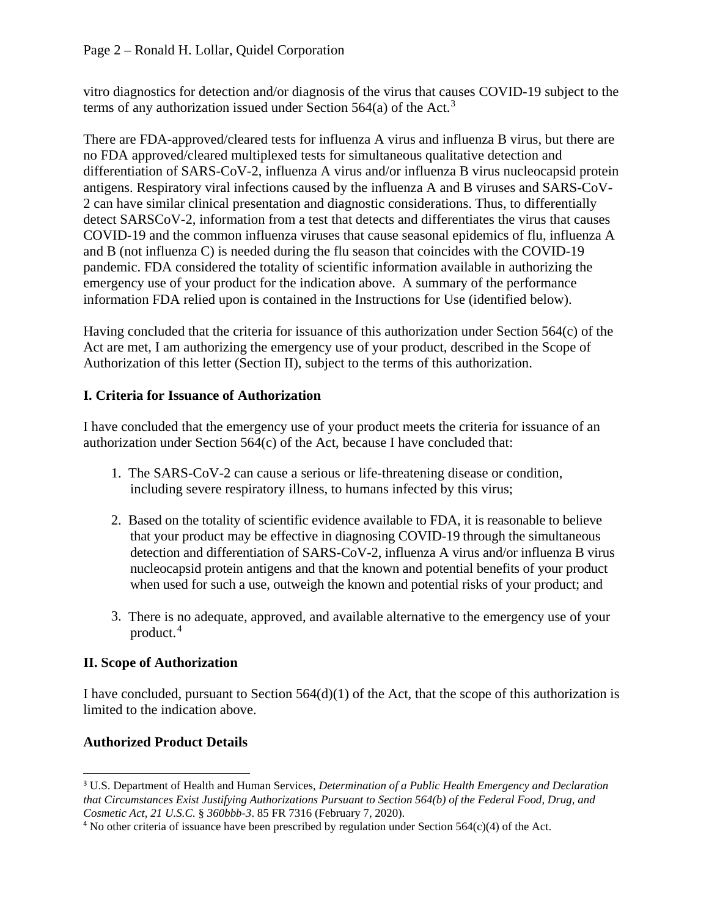vitro diagnostics for detection and/or diagnosis of the virus that causes COVID-19 subject to the terms of any authorization issued under Section 564(a) of the Act.[3]

There are FDA-approved/cleared tests for influenza A virus and influenza B virus, but there are no FDA approved/cleared multiplexed tests for simultaneous qualitative detection and differentiation of SARS-CoV-2, influenza A virus and/or influenza B virus nucleocapsid protein antigens. Respiratory viral infections caused by the influenza A and B viruses and SARS-CoV-2 can have similar clinical presentation and diagnostic considerations. Thus, to differentially detect SARSCoV-2, information from a test that detects and differentiates the virus that causes COVID-19 and the common influenza viruses that cause seasonal epidemics of flu, influenza A and B (not influenza C) is needed during the flu season that coincides with the COVID-19 pandemic. FDA considered the totality of scientific information available in authorizing the emergency use of your product for the indication above. A summary of the performance information FDA relied upon is contained in the Instructions for Use (identified below).

Having concluded that the criteria for issuance of this authorization under Section 564(c) of the Act are met, I am authorizing the emergency use of your product, described in the Scope of Authorization of this letter (Section II), subject to the terms of this authorization.

## I. Criteria for Issuance of Authorization

I have concluded that the emergency use of your product meets the criteria for issuance of an authorization under Section 564(c) of the Act, because I have concluded that:

1. The SARS-CoV-2 can cause a serious or life-threatening disease or condition, including severe respiratory illness, to humans infected by this virus;

2. Based on the totality of scientific evidence available to FDA, it is reasonable to believe that your product may be effective in diagnosing COVID-19 through the simultaneous detection and differentiation of SARS-CoV-2, influenza A virus and/or influenza B virus nucleocapsid protein antigens and that the known and potential benefits of your product when used for such a use, outweigh the known and potential risks of your product; and

3. There is no adequate, approved, and available alternative to the emergency use of your product.[4]

## II. Scope of Authorization

I have concluded, pursuant to Section 564(d)(1) of the Act, that the scope of this authorization is limited to the indication above.

### Authorized Product Details

---

[3] U.S. Department of Health and Human Services, *Determination of a Public Health Emergency and Declaration that Circumstances Exist Justifying Authorizations Pursuant to Section 564(b) of the Federal Food, Drug, and Cosmetic Act, 21 U.S.C.* § *360bbb-3*. 85 FR 7316 (February 7, 2020).

[4] No other criteria of issuance have been prescribed by regulation under Section 564(c)(4) of the Act.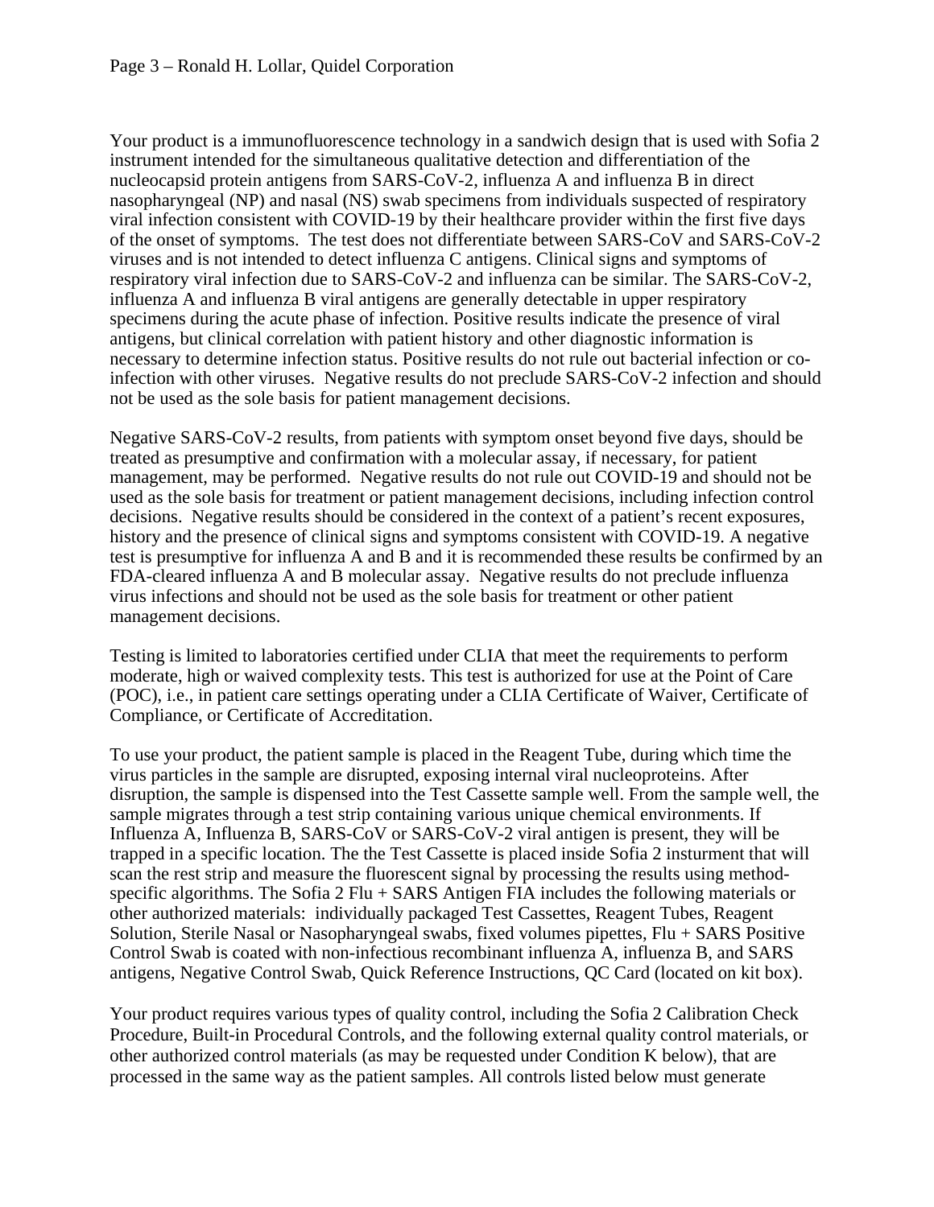Your product is a immunofluorescence technology in a sandwich design that is used with Sofia 2 instrument intended for the simultaneous qualitative detection and differentiation of the nucleocapsid protein antigens from SARS-CoV-2, influenza A and influenza B in direct nasopharyngeal (NP) and nasal (NS) swab specimens from individuals suspected of respiratory viral infection consistent with COVID-19 by their healthcare provider within the first five days of the onset of symptoms. The test does not differentiate between SARS-CoV and SARS-CoV-2 viruses and is not intended to detect influenza C antigens. Clinical signs and symptoms of respiratory viral infection due to SARS-CoV-2 and influenza can be similar. The SARS-CoV-2, influenza A and influenza B viral antigens are generally detectable in upper respiratory specimens during the acute phase of infection. Positive results indicate the presence of viral antigens, but clinical correlation with patient history and other diagnostic information is necessary to determine infection status. Positive results do not rule out bacterial infection or co-infection with other viruses. Negative results do not preclude SARS-CoV-2 infection and should not be used as the sole basis for patient management decisions.

Negative SARS-CoV-2 results, from patients with symptom onset beyond five days, should be treated as presumptive and confirmation with a molecular assay, if necessary, for patient management, may be performed. Negative results do not rule out COVID-19 and should not be used as the sole basis for treatment or patient management decisions, including infection control decisions. Negative results should be considered in the context of a patient's recent exposures, history and the presence of clinical signs and symptoms consistent with COVID-19. A negative test is presumptive for influenza A and B and it is recommended these results be confirmed by an FDA-cleared influenza A and B molecular assay. Negative results do not preclude influenza virus infections and should not be used as the sole basis for treatment or other patient management decisions.

Testing is limited to laboratories certified under CLIA that meet the requirements to perform moderate, high or waived complexity tests. This test is authorized for use at the Point of Care (POC), i.e., in patient care settings operating under a CLIA Certificate of Waiver, Certificate of Compliance, or Certificate of Accreditation.

To use your product, the patient sample is placed in the Reagent Tube, during which time the virus particles in the sample are disrupted, exposing internal viral nucleoproteins. After disruption, the sample is dispensed into the Test Cassette sample well. From the sample well, the sample migrates through a test strip containing various unique chemical environments. If Influenza A, Influenza B, SARS-CoV or SARS-CoV-2 viral antigen is present, they will be trapped in a specific location. The the Test Cassette is placed inside Sofia 2 insturment that will scan the rest strip and measure the fluorescent signal by processing the results using method-specific algorithms. The Sofia 2 Flu + SARS Antigen FIA includes the following materials or other authorized materials: individually packaged Test Cassettes, Reagent Tubes, Reagent Solution, Sterile Nasal or Nasopharyngeal swabs, fixed volumes pipettes, Flu + SARS Positive Control Swab is coated with non-infectious recombinant influenza A, influenza B, and SARS antigens, Negative Control Swab, Quick Reference Instructions, QC Card (located on kit box).

Your product requires various types of quality control, including the Sofia 2 Calibration Check Procedure, Built-in Procedural Controls, and the following external quality control materials, or other authorized control materials (as may be requested under Condition K below), that are processed in the same way as the patient samples. All controls listed below must generate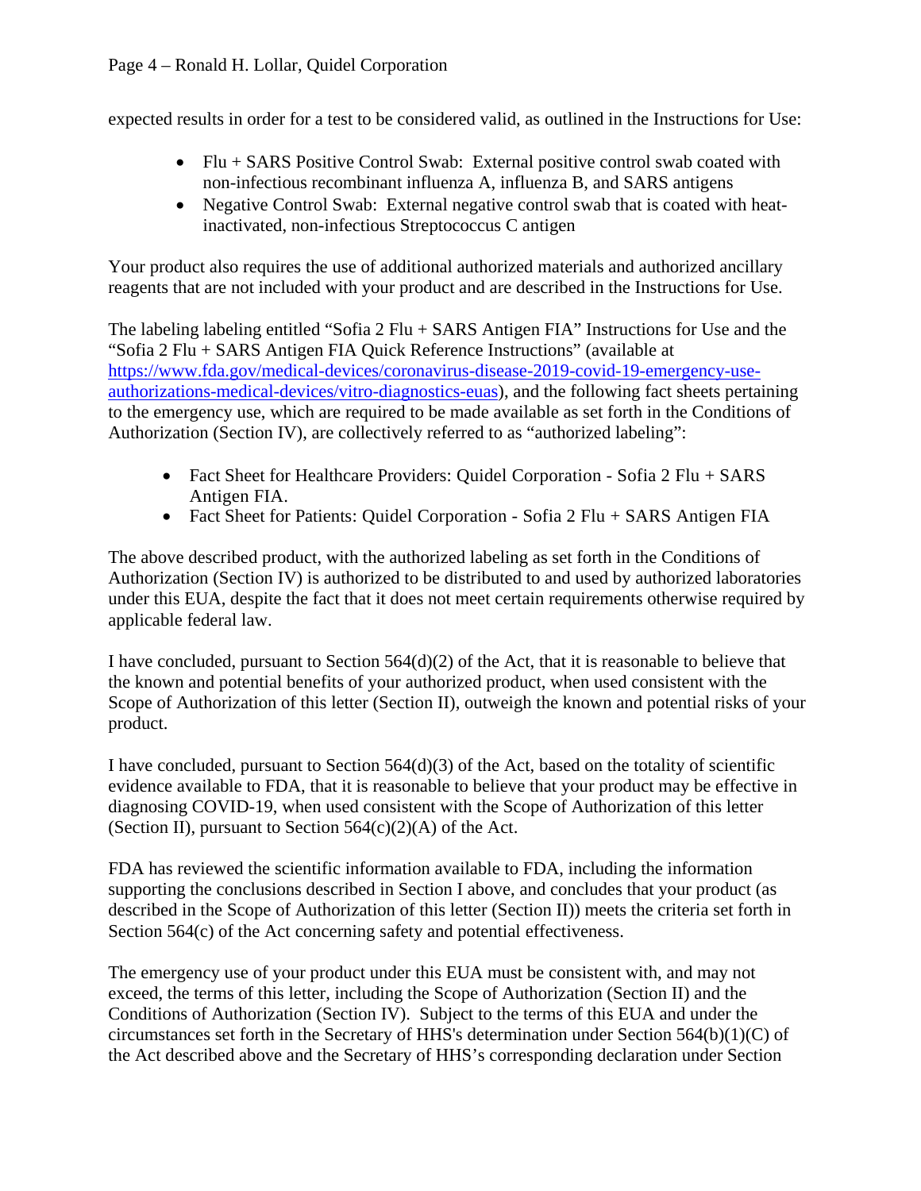expected results in order for a test to be considered valid, as outlined in the Instructions for Use:

- Flu + SARS Positive Control Swab: External positive control swab coated with non-infectious recombinant influenza A, influenza B, and SARS antigens
- Negative Control Swab: External negative control swab that is coated with heat-inactivated, non-infectious Streptococcus C antigen

Your product also requires the use of additional authorized materials and authorized ancillary reagents that are not included with your product and are described in the Instructions for Use.

The labeling labeling entitled "Sofia 2 Flu + SARS Antigen FIA" Instructions for Use and the "Sofia 2 Flu + SARS Antigen FIA Quick Reference Instructions" (available at https://www.fda.gov/medical-devices/coronavirus-disease-2019-covid-19-emergency-use-authorizations-medical-devices/vitro-diagnostics-euas), and the following fact sheets pertaining to the emergency use, which are required to be made available as set forth in the Conditions of Authorization (Section IV), are collectively referred to as "authorized labeling":

- Fact Sheet for Healthcare Providers: Quidel Corporation - Sofia 2 Flu + SARS Antigen FIA.
- Fact Sheet for Patients: Quidel Corporation - Sofia 2 Flu + SARS Antigen FIA

The above described product, with the authorized labeling as set forth in the Conditions of Authorization (Section IV) is authorized to be distributed to and used by authorized laboratories under this EUA, despite the fact that it does not meet certain requirements otherwise required by applicable federal law.

I have concluded, pursuant to Section 564(d)(2) of the Act, that it is reasonable to believe that the known and potential benefits of your authorized product, when used consistent with the Scope of Authorization of this letter (Section II), outweigh the known and potential risks of your product.

I have concluded, pursuant to Section 564(d)(3) of the Act, based on the totality of scientific evidence available to FDA, that it is reasonable to believe that your product may be effective in diagnosing COVID-19, when used consistent with the Scope of Authorization of this letter (Section II), pursuant to Section 564(c)(2)(A) of the Act.

FDA has reviewed the scientific information available to FDA, including the information supporting the conclusions described in Section I above, and concludes that your product (as described in the Scope of Authorization of this letter (Section II)) meets the criteria set forth in Section 564(c) of the Act concerning safety and potential effectiveness.

The emergency use of your product under this EUA must be consistent with, and may not exceed, the terms of this letter, including the Scope of Authorization (Section II) and the Conditions of Authorization (Section IV). Subject to the terms of this EUA and under the circumstances set forth in the Secretary of HHS's determination under Section 564(b)(1)(C) of the Act described above and the Secretary of HHS's corresponding declaration under Section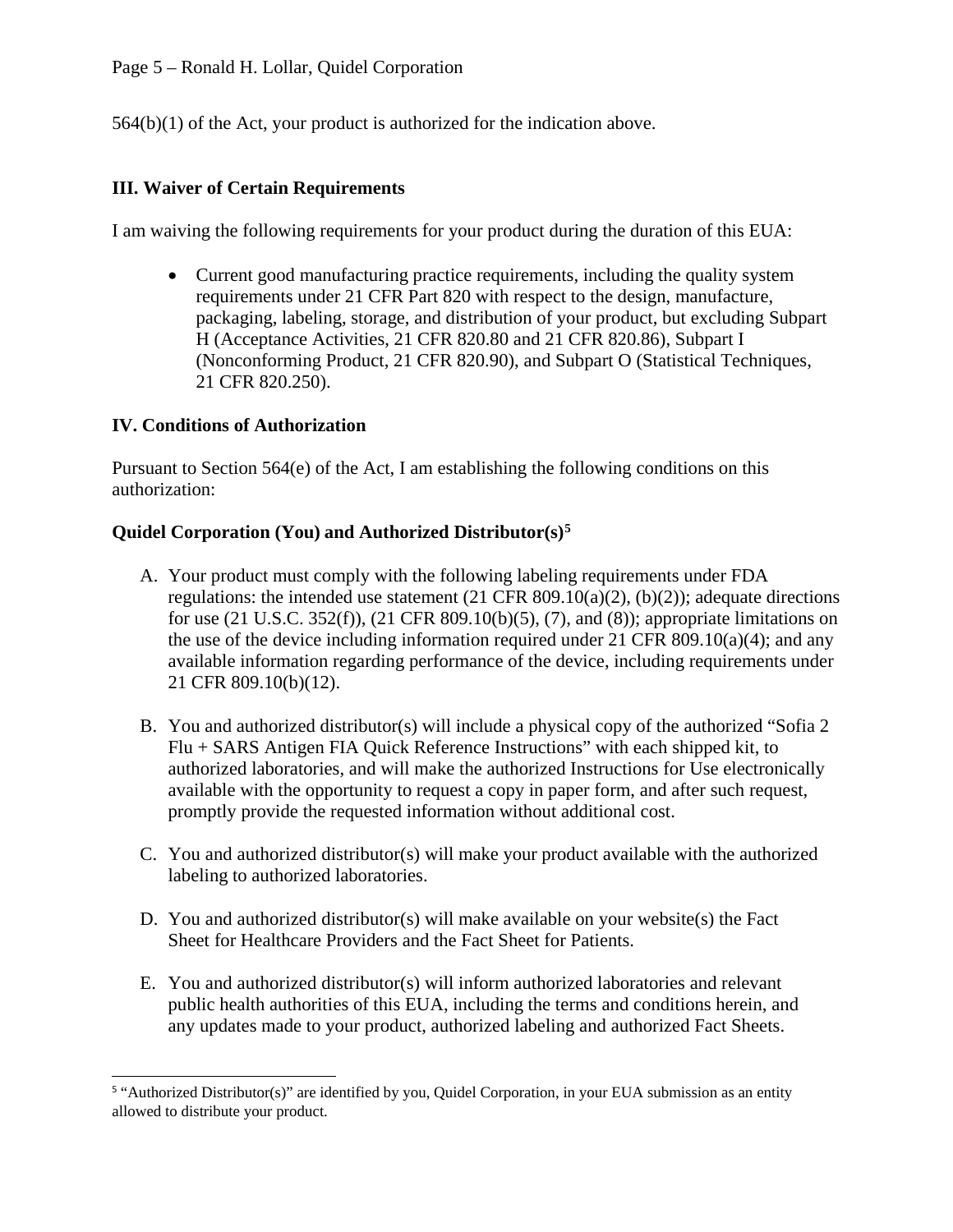564(b)(1) of the Act, your product is authorized for the indication above.

**III. Waiver of Certain Requirements**

I am waiving the following requirements for your product during the duration of this EUA:

- Current good manufacturing practice requirements, including the quality system requirements under 21 CFR Part 820 with respect to the design, manufacture, packaging, labeling, storage, and distribution of your product, but excluding Subpart H (Acceptance Activities, 21 CFR 820.80 and 21 CFR 820.86), Subpart I (Nonconforming Product, 21 CFR 820.90), and Subpart O (Statistical Techniques, 21 CFR 820.250).

**IV. Conditions of Authorization**

Pursuant to Section 564(e) of the Act, I am establishing the following conditions on this authorization:

**Quidel Corporation (You) and Authorized Distributor(s)[5]**

A. Your product must comply with the following labeling requirements under FDA regulations: the intended use statement (21 CFR 809.10(a)(2), (b)(2)); adequate directions for use (21 U.S.C. 352(f)), (21 CFR 809.10(b)(5), (7), and (8)); appropriate limitations on the use of the device including information required under 21 CFR 809.10(a)(4); and any available information regarding performance of the device, including requirements under 21 CFR 809.10(b)(12).

B. You and authorized distributor(s) will include a physical copy of the authorized "Sofia 2 Flu + SARS Antigen FIA Quick Reference Instructions" with each shipped kit, to authorized laboratories, and will make the authorized Instructions for Use electronically available with the opportunity to request a copy in paper form, and after such request, promptly provide the requested information without additional cost.

C. You and authorized distributor(s) will make your product available with the authorized labeling to authorized laboratories.

D. You and authorized distributor(s) will make available on your website(s) the Fact Sheet for Healthcare Providers and the Fact Sheet for Patients.

E. You and authorized distributor(s) will inform authorized laboratories and relevant public health authorities of this EUA, including the terms and conditions herein, and any updates made to your product, authorized labeling and authorized Fact Sheets.

[5] "Authorized Distributor(s)" are identified by you, Quidel Corporation, in your EUA submission as an entity allowed to distribute your product.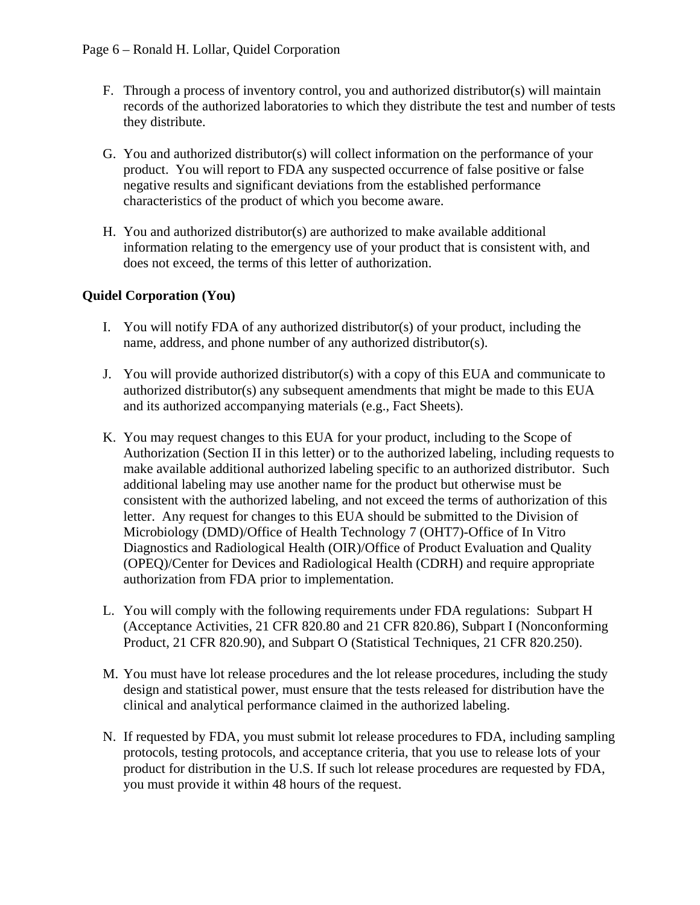F. Through a process of inventory control, you and authorized distributor(s) will maintain records of the authorized laboratories to which they distribute the test and number of tests they distribute.

G. You and authorized distributor(s) will collect information on the performance of your product. You will report to FDA any suspected occurrence of false positive or false negative results and significant deviations from the established performance characteristics of the product of which you become aware.

H. You and authorized distributor(s) are authorized to make available additional information relating to the emergency use of your product that is consistent with, and does not exceed, the terms of this letter of authorization.

**Quidel Corporation (You)**

I. You will notify FDA of any authorized distributor(s) of your product, including the name, address, and phone number of any authorized distributor(s).

J. You will provide authorized distributor(s) with a copy of this EUA and communicate to authorized distributor(s) any subsequent amendments that might be made to this EUA and its authorized accompanying materials (e.g., Fact Sheets).

K. You may request changes to this EUA for your product, including to the Scope of Authorization (Section II in this letter) or to the authorized labeling, including requests to make available additional authorized labeling specific to an authorized distributor. Such additional labeling may use another name for the product but otherwise must be consistent with the authorized labeling, and not exceed the terms of authorization of this letter. Any request for changes to this EUA should be submitted to the Division of Microbiology (DMD)/Office of Health Technology 7 (OHT7)-Office of In Vitro Diagnostics and Radiological Health (OIR)/Office of Product Evaluation and Quality (OPEQ)/Center for Devices and Radiological Health (CDRH) and require appropriate authorization from FDA prior to implementation.

L. You will comply with the following requirements under FDA regulations: Subpart H (Acceptance Activities, 21 CFR 820.80 and 21 CFR 820.86), Subpart I (Nonconforming Product, 21 CFR 820.90), and Subpart O (Statistical Techniques, 21 CFR 820.250).

M. You must have lot release procedures and the lot release procedures, including the study design and statistical power, must ensure that the tests released for distribution have the clinical and analytical performance claimed in the authorized labeling.

N. If requested by FDA, you must submit lot release procedures to FDA, including sampling protocols, testing protocols, and acceptance criteria, that you use to release lots of your product for distribution in the U.S. If such lot release procedures are requested by FDA, you must provide it within 48 hours of the request.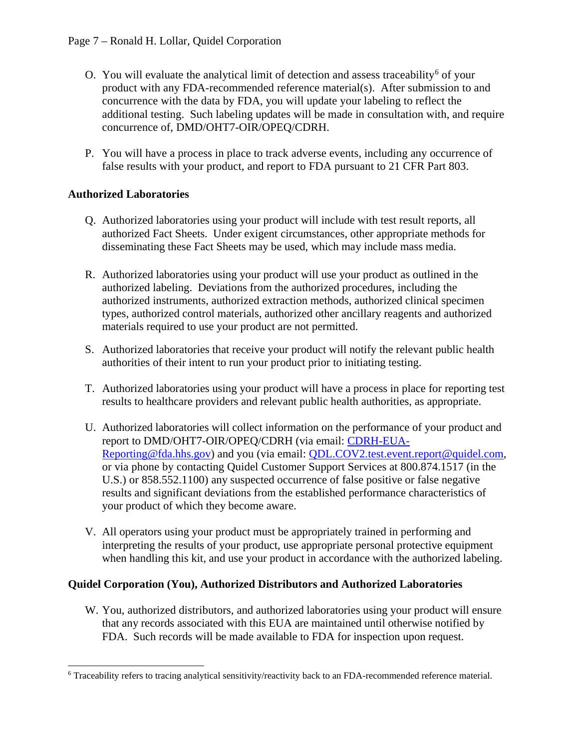O. You will evaluate the analytical limit of detection and assess traceability[6] of your product with any FDA-recommended reference material(s). After submission to and concurrence with the data by FDA, you will update your labeling to reflect the additional testing. Such labeling updates will be made in consultation with, and require concurrence of, DMD/OHT7-OIR/OPEQ/CDRH.

P. You will have a process in place to track adverse events, including any occurrence of false results with your product, and report to FDA pursuant to 21 CFR Part 803.

**Authorized Laboratories**

Q. Authorized laboratories using your product will include with test result reports, all authorized Fact Sheets. Under exigent circumstances, other appropriate methods for disseminating these Fact Sheets may be used, which may include mass media.

R. Authorized laboratories using your product will use your product as outlined in the authorized labeling. Deviations from the authorized procedures, including the authorized instruments, authorized extraction methods, authorized clinical specimen types, authorized control materials, authorized other ancillary reagents and authorized materials required to use your product are not permitted.

S. Authorized laboratories that receive your product will notify the relevant public health authorities of their intent to run your product prior to initiating testing.

T. Authorized laboratories using your product will have a process in place for reporting test results to healthcare providers and relevant public health authorities, as appropriate.

U. Authorized laboratories will collect information on the performance of your product and report to DMD/OHT7-OIR/OPEQ/CDRH (via email: CDRH-EUA-Reporting@fda.hhs.gov) and you (via email: QDL.COV2.test.event.report@quidel.com, or via phone by contacting Quidel Customer Support Services at 800.874.1517 (in the U.S.) or 858.552.1100) any suspected occurrence of false positive or false negative results and significant deviations from the established performance characteristics of your product of which they become aware.

V. All operators using your product must be appropriately trained in performing and interpreting the results of your product, use appropriate personal protective equipment when handling this kit, and use your product in accordance with the authorized labeling.

**Quidel Corporation (You), Authorized Distributors and Authorized Laboratories**

W. You, authorized distributors, and authorized laboratories using your product will ensure that any records associated with this EUA are maintained until otherwise notified by FDA. Such records will be made available to FDA for inspection upon request.

---

[6] Traceability refers to tracing analytical sensitivity/reactivity back to an FDA-recommended reference material.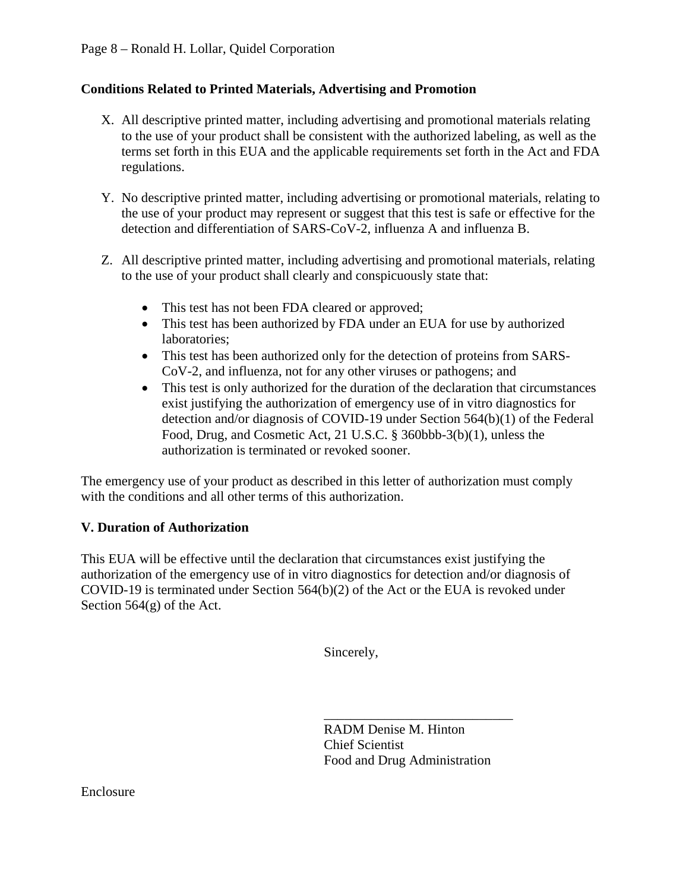**Conditions Related to Printed Materials, Advertising and Promotion**

X. All descriptive printed matter, including advertising and promotional materials relating to the use of your product shall be consistent with the authorized labeling, as well as the terms set forth in this EUA and the applicable requirements set forth in the Act and FDA regulations.

Y. No descriptive printed matter, including advertising or promotional materials, relating to the use of your product may represent or suggest that this test is safe or effective for the detection and differentiation of SARS-CoV-2, influenza A and influenza B.

Z. All descriptive printed matter, including advertising and promotional materials, relating to the use of your product shall clearly and conspicuously state that:

- This test has not been FDA cleared or approved;
- This test has been authorized by FDA under an EUA for use by authorized laboratories;
- This test has been authorized only for the detection of proteins from SARS-CoV-2, and influenza, not for any other viruses or pathogens; and
- This test is only authorized for the duration of the declaration that circumstances exist justifying the authorization of emergency use of in vitro diagnostics for detection and/or diagnosis of COVID-19 under Section 564(b)(1) of the Federal Food, Drug, and Cosmetic Act, 21 U.S.C. § 360bbb-3(b)(1), unless the authorization is terminated or revoked sooner.

The emergency use of your product as described in this letter of authorization must comply with the conditions and all other terms of this authorization.

**V. Duration of Authorization**

This EUA will be effective until the declaration that circumstances exist justifying the authorization of the emergency use of in vitro diagnostics for detection and/or diagnosis of COVID-19 is terminated under Section 564(b)(2) of the Act or the EUA is revoked under Section 564(g) of the Act.

Sincerely,

\_\_\_\_\_\_\_\_\_\_\_\_\_\_\_\_\_\_\_\_\_\_\_\_\_\_\_\_\_\_

RADM Denise M. Hinton
Chief Scientist
Food and Drug Administration

Enclosure